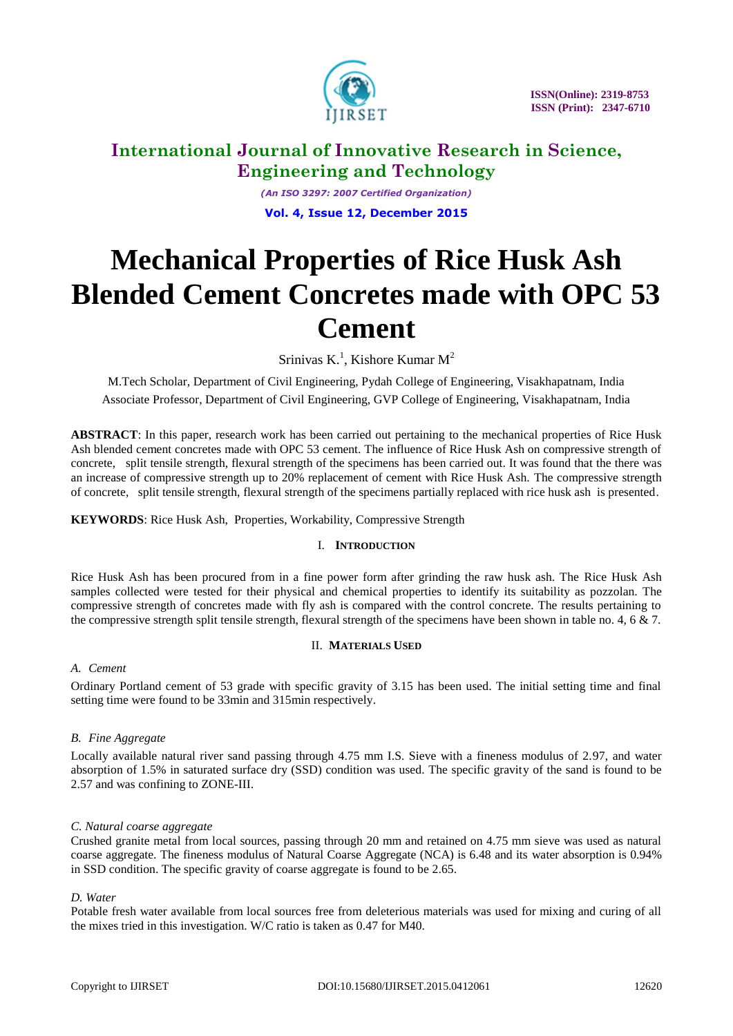# Mechanical Properties of Rice Husk Ash Blended Cement Concretes made with OPC 53 Cement

Srinivas K.[1], Kishore Kumar M[2]

M.Tech Scholar, Department of Civil Engineering, Pydah College of Engineering, Visakhapatnam, India

Associate Professor, Department of Civil Engineering, GVP College of Engineering, Visakhapatnam, India

**ABSTRACT**: In this paper, research work has been carried out pertaining to the mechanical properties of Rice Husk Ash blended cement concretes made with OPC 53 cement. The influence of Rice Husk Ash on compressive strength of concrete, split tensile strength, flexural strength of the specimens has been carried out. It was found that the there was an increase of compressive strength up to 20% replacement of cement with Rice Husk Ash. The compressive strength of concrete, split tensile strength, flexural strength of the specimens partially replaced with rice husk ash is presented.

**KEYWORDS**: Rice Husk Ash, Properties, Workability, Compressive Strength

## I. INTRODUCTION

Rice Husk Ash has been procured from in a fine power form after grinding the raw husk ash. The Rice Husk Ash samples collected were tested for their physical and chemical properties to identify its suitability as pozzolan. The compressive strength of concretes made with fly ash is compared with the control concrete. The results pertaining to the compressive strength split tensile strength, flexural strength of the specimens have been shown in table no. 4, 6 & 7.

## II. MATERIALS USED

### *A. Cement*

Ordinary Portland cement of 53 grade with specific gravity of 3.15 has been used. The initial setting time and final setting time were found to be 33min and 315min respectively.

### *B. Fine Aggregate*

Locally available natural river sand passing through 4.75 mm I.S. Sieve with a fineness modulus of 2.97, and water absorption of 1.5% in saturated surface dry (SSD) condition was used. The specific gravity of the sand is found to be 2.57 and was confining to ZONE-III.

### *C. Natural coarse aggregate*

Crushed granite metal from local sources, passing through 20 mm and retained on 4.75 mm sieve was used as natural coarse aggregate. The fineness modulus of Natural Coarse Aggregate (NCA) is 6.48 and its water absorption is 0.94% in SSD condition. The specific gravity of coarse aggregate is found to be 2.65.

### *D. Water*

Potable fresh water available from local sources free from deleterious materials was used for mixing and curing of all the mixes tried in this investigation. W/C ratio is taken as 0.47 for M40.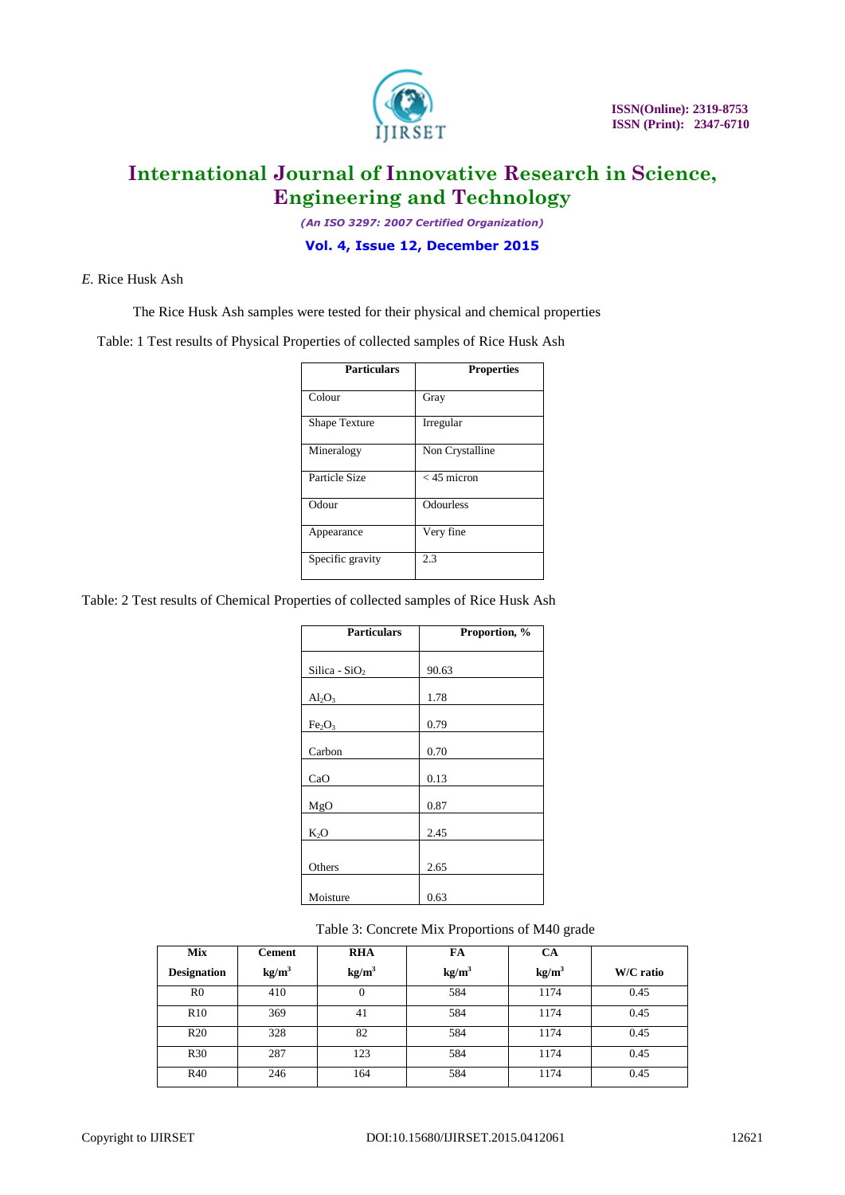*E.* Rice Husk Ash

The Rice Husk Ash samples were tested for their physical and chemical properties

Table: 1 Test results of Physical Properties of collected samples of Rice Husk Ash

| Particulars | Properties |
|---|---|
| Colour | Gray |
| Shape Texture | Irregular |
| Mineralogy | Non Crystalline |
| Particle Size | < 45 micron |
| Odour | Odourless |
| Appearance | Very fine |
| Specific gravity | 2.3 |

Table: 2 Test results of Chemical Properties of collected samples of Rice Husk Ash

| Particulars | Proportion, % |
|---|---|
| Silica - $SiO_2$ | 90.63 |
| $Al_2O_3$ | 1.78 |
| $Fe_2O_3$ | 0.79 |
| Carbon | 0.70 |
| CaO | 0.13 |
| MgO | 0.87 |
| $K_2O$ | 2.45 |
| Others | 2.65 |
| Moisture | 0.63 |

Table 3: Concrete Mix Proportions of M40 grade

| Mix Designation | Cement $kg/m^3$ | RHA $kg/m^3$ | FA $kg/m^3$ | CA $kg/m^3$ | W/C ratio |
|---|---|---|---|---|---|
| R0 | 410 | 0 | 584 | 1174 | 0.45 |
| R10 | 369 | 41 | 584 | 1174 | 0.45 |
| R20 | 328 | 82 | 584 | 1174 | 0.45 |
| R30 | 287 | 123 | 584 | 1174 | 0.45 |
| R40 | 246 | 164 | 584 | 1174 | 0.45 |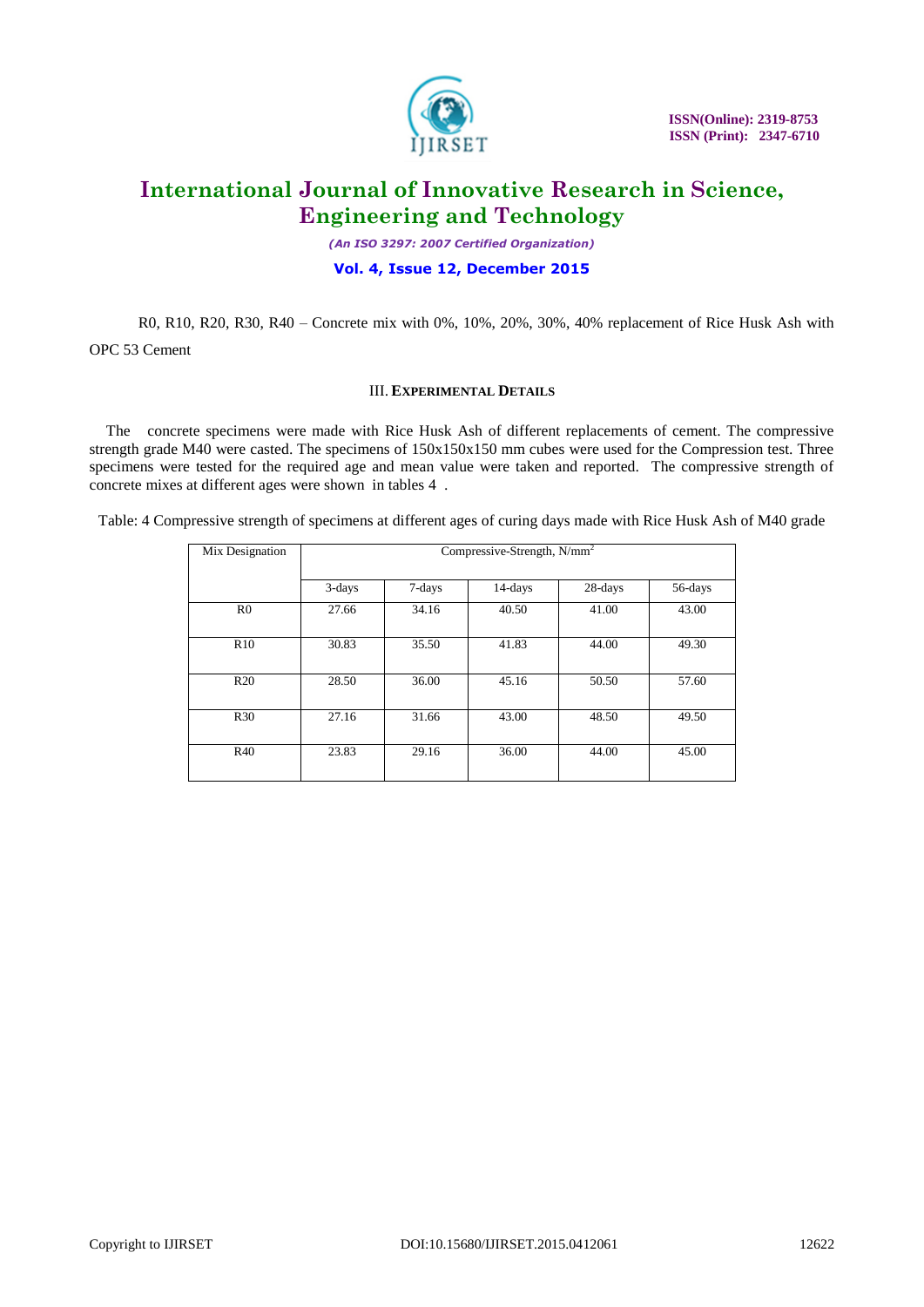R0, R10, R20, R30, R40 – Concrete mix with 0%, 10%, 20%, 30%, 40% replacement of Rice Husk Ash with OPC 53 Cement

### III. EXPERIMENTAL DETAILS

The concrete specimens were made with Rice Husk Ash of different replacements of cement. The compressive strength grade M40 were casted. The specimens of 150x150x150 mm cubes were used for the Compression test. Three specimens were tested for the required age and mean value were taken and reported. The compressive strength of concrete mixes at different ages were shown in tables 4 .

Table: 4 Compressive strength of specimens at different ages of curing days made with Rice Husk Ash of M40 grade

| Mix Designation | Compressive-Strength, N/mm$^2$ | | | | |
|---|---|---|---|---|---|
| | 3-days | 7-days | 14-days | 28-days | 56-days |
| R0 | 27.66 | 34.16 | 40.50 | 41.00 | 43.00 |
| R10 | 30.83 | 35.50 | 41.83 | 44.00 | 49.30 |
| R20 | 28.50 | 36.00 | 45.16 | 50.50 | 57.60 |
| R30 | 27.16 | 31.66 | 43.00 | 48.50 | 49.50 |
| R40 | 23.83 | 29.16 | 36.00 | 44.00 | 45.00 |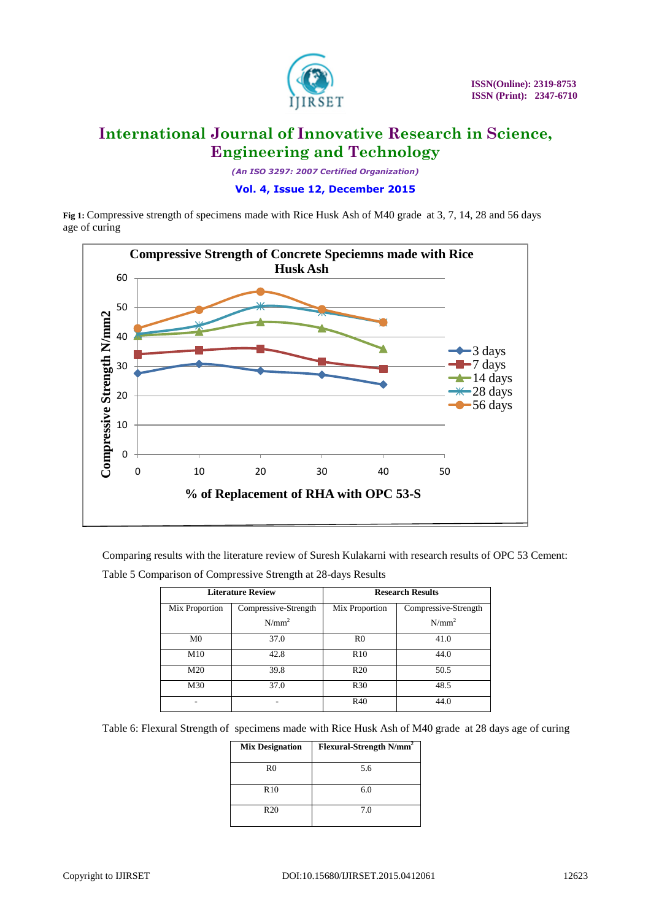**Fig 1:** Compressive strength of specimens made with Rice Husk Ash of M40 grade at 3, 7, 14, 28 and 56 days age of curing

Comparing results with the literature review of Suresh Kulakarni with research results of OPC 53 Cement:

Table 5 Comparison of Compressive Strength at 28-days Results

| Literature Review | | Research Results | |
|---|---|---|---|
| Mix Proportion | Compressive-Strength N/mm² | Mix Proportion | Compressive-Strength N/mm² |
| M0 | 37.0 | R0 | 41.0 |
| M10 | 42.8 | R10 | 44.0 |
| M20 | 39.8 | R20 | 50.5 |
| M30 | 37.0 | R30 | 48.5 |
| - | - | R40 | 44.0 |

Table 6: Flexural Strength of specimens made with Rice Husk Ash of M40 grade at 28 days age of curing

| Mix Designation | Flexural-Strength N/mm² |
|---|---|
| R0 | 5.6 |
| R10 | 6.0 |
| R20 | 7.0 |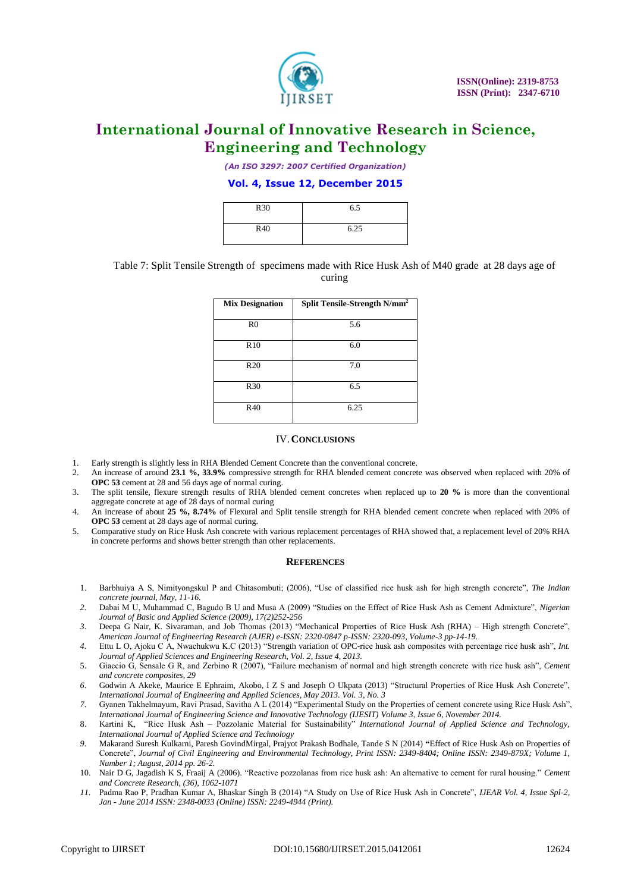| R30 | 6.5 |
|---|---|
| R40 | 6.25 |

Table 7: Split Tensile Strength of specimens made with Rice Husk Ash of M40 grade at 28 days age of curing

| Mix Designation | Split Tensile-Strength N/mm$^2$ |
|---|---|
| R0 | 5.6 |
| R10 | 6.0 |
| R20 | 7.0 |
| R30 | 6.5 |
| R40 | 6.25 |

## IV. CONCLUSIONS

1. Early strength is slightly less in RHA Blended Cement Concrete than the conventional concrete.
2. An increase of around **23.1 %, 33.9%** compressive strength for RHA blended cement concrete was observed when replaced with 20% of **OPC 53** cement at 28 and 56 days age of normal curing.
3. The split tensile, flexure strength results of RHA blended cement concretes when replaced up to **20 %** is more than the conventional aggregate concrete at age of 28 days of normal curing
4. An increase of about **25 %, 8.74%** of Flexural and Split tensile strength for RHA blended cement concrete when replaced with 20% of **OPC 53** cement at 28 days age of normal curing.
5. Comparative study on Rice Husk Ash concrete with various replacement percentages of RHA showed that, a replacement level of 20% RHA in concrete performs and shows better strength than other replacements.

## REFERENCES

1. Barbhuiya A S, Nimityongskul P and Chitasombuti; (2006), "Use of classified rice husk ash for high strength concrete", *The Indian concrete journal, May, 11-16.*
2. Dabai M U, Muhammad C, Bagudo B U and Musa A (2009) "Studies on the Effect of Rice Husk Ash as Cement Admixture", *Nigerian Journal of Basic and Applied Science (2009), 17(2)252-256*
3. Deepa G Nair, K. Sivaraman, and Job Thomas (2013) "Mechanical Properties of Rice Husk Ash (RHA) – High strength Concrete", *American Journal of Engineering Research (AJER) e-ISSN: 2320-0847 p-ISSN: 2320-093, Volume-3 pp-14-19.*
4. Ettu L O, Ajoku C A, Nwachukwu K.C (2013) "Strength variation of OPC-rice husk ash composites with percentage rice husk ash", *Int. Journal of Applied Sciences and Engineering Research, Vol. 2, Issue 4, 2013.*
5. Giaccio G, Sensale G R, and Zerbino R (2007), "Failure mechanism of normal and high strength concrete with rice husk ash", *Cement and concrete composites, 29*
6. Godwin A Akeke, Maurice E Ephraim, Akobo, I Z S and Joseph O Ukpata (2013) "Structural Properties of Rice Husk Ash Concrete", *International Journal of Engineering and Applied Sciences, May 2013. Vol. 3, No. 3*
7. Gyanen Takhelmayum, Ravi Prasad, Savitha A L (2014) "Experimental Study on the Properties of cement concrete using Rice Husk Ash", *International Journal of Engineering Science and Innovative Technology (IJESIT) Volume 3, Issue 6, November 2014.*
8. Kartini K, "Rice Husk Ash – Pozzolanic Material for Sustainability" *International Journal of Applied Science and Technology, International Journal of Applied Science and Technology*
9. Makarand Suresh Kulkarni, Paresh GovindMirgal, Prajyot Prakash Bodhale, Tande S N (2014) **"**Effect of Rice Husk Ash on Properties of Concrete", *Journal of Civil Engineering and Environmental Technology, Print ISSN: 2349-8404; Online ISSN: 2349-879X; Volume 1, Number 1; August, 2014 pp. 26-2.*
10. Nair D G, Jagadish K S, Fraaij A (2006). "Reactive pozzolanas from rice husk ash: An alternative to cement for rural housing." *Cement and Concrete Research, (36), 1062-1071*
11. Padma Rao P, Pradhan Kumar A, Bhaskar Singh B (2014) "A Study on Use of Rice Husk Ash in Concrete", *IJEAR Vol. 4, Issue Spl-2, Jan - June 2014 ISSN: 2348-0033 (Online) ISSN: 2249-4944 (Print).*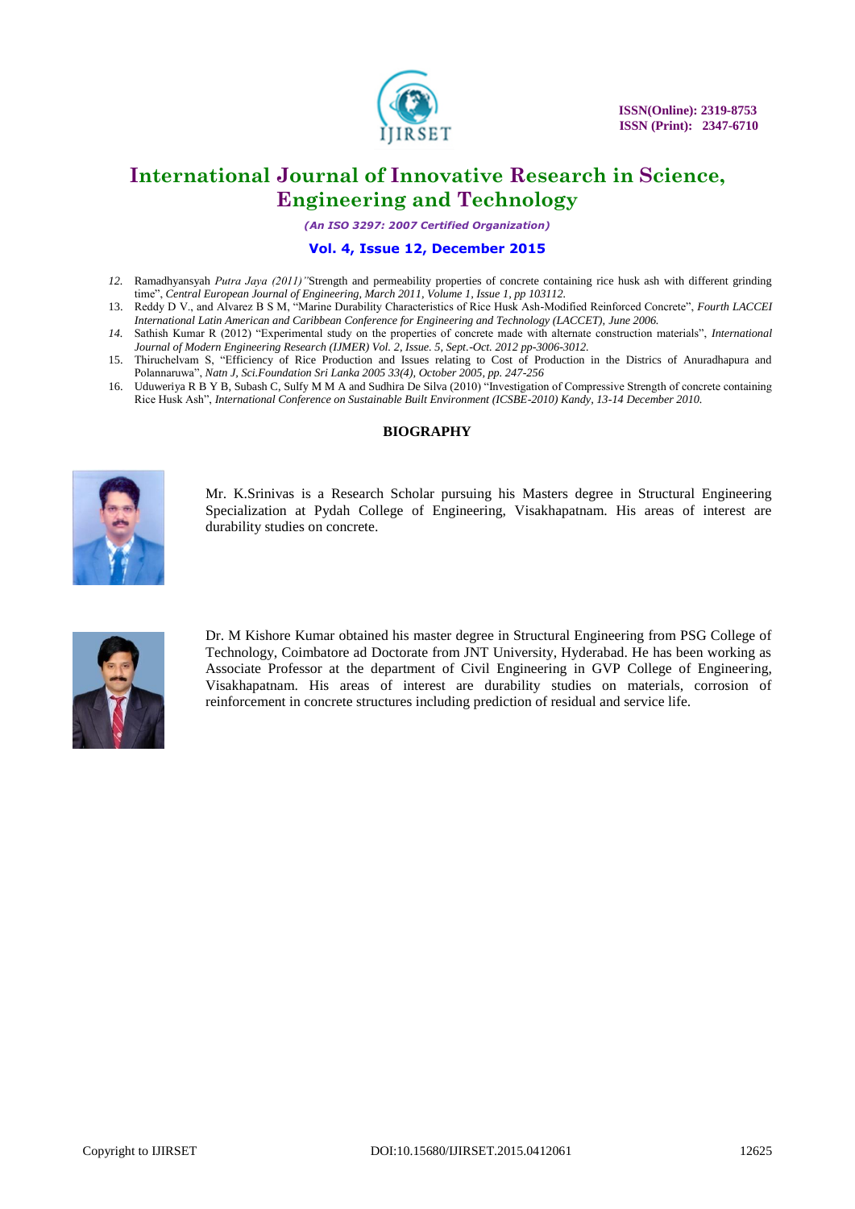12. Ramadhyansyah *Putra Jaya (2011)* "Strength and permeability properties of concrete containing rice husk ash with different grinding time", *Central European Journal of Engineering, March 2011, Volume 1, Issue 1, pp 103112.*
13. Reddy D V., and Alvarez B S M, "Marine Durability Characteristics of Rice Husk Ash-Modified Reinforced Concrete", *Fourth LACCEI International Latin American and Caribbean Conference for Engineering and Technology (LACCET), June 2006.*
14. Sathish Kumar R (2012) "Experimental study on the properties of concrete made with alternate construction materials", *International Journal of Modern Engineering Research (IJMER) Vol. 2, Issue. 5, Sept.-Oct. 2012 pp-3006-3012.*
15. Thiruchelvam S, "Efficiency of Rice Production and Issues relating to Cost of Production in the Districs of Anuradhapura and Polannaruwa", *Natn J, Sci.Foundation Sri Lanka 2005 33(4), October 2005, pp. 247-256*
16. Uduweriya R B Y B, Subash C, Sulfy M M A and Sudhira De Silva (2010) "Investigation of Compressive Strength of concrete containing Rice Husk Ash", *International Conference on Sustainable Built Environment (ICSBE-2010) Kandy, 13-14 December 2010.*

## BIOGRAPHY

Mr. K.Srinivas is a Research Scholar pursuing his Masters degree in Structural Engineering Specialization at Pydah College of Engineering, Visakhapatnam. His areas of interest are durability studies on concrete.

Dr. M Kishore Kumar obtained his master degree in Structural Engineering from PSG College of Technology, Coimbatore ad Doctorate from JNT University, Hyderabad. He has been working as Associate Professor at the department of Civil Engineering in GVP College of Engineering, Visakhapatnam. His areas of interest are durability studies on materials, corrosion of reinforcement in concrete structures including prediction of residual and service life.